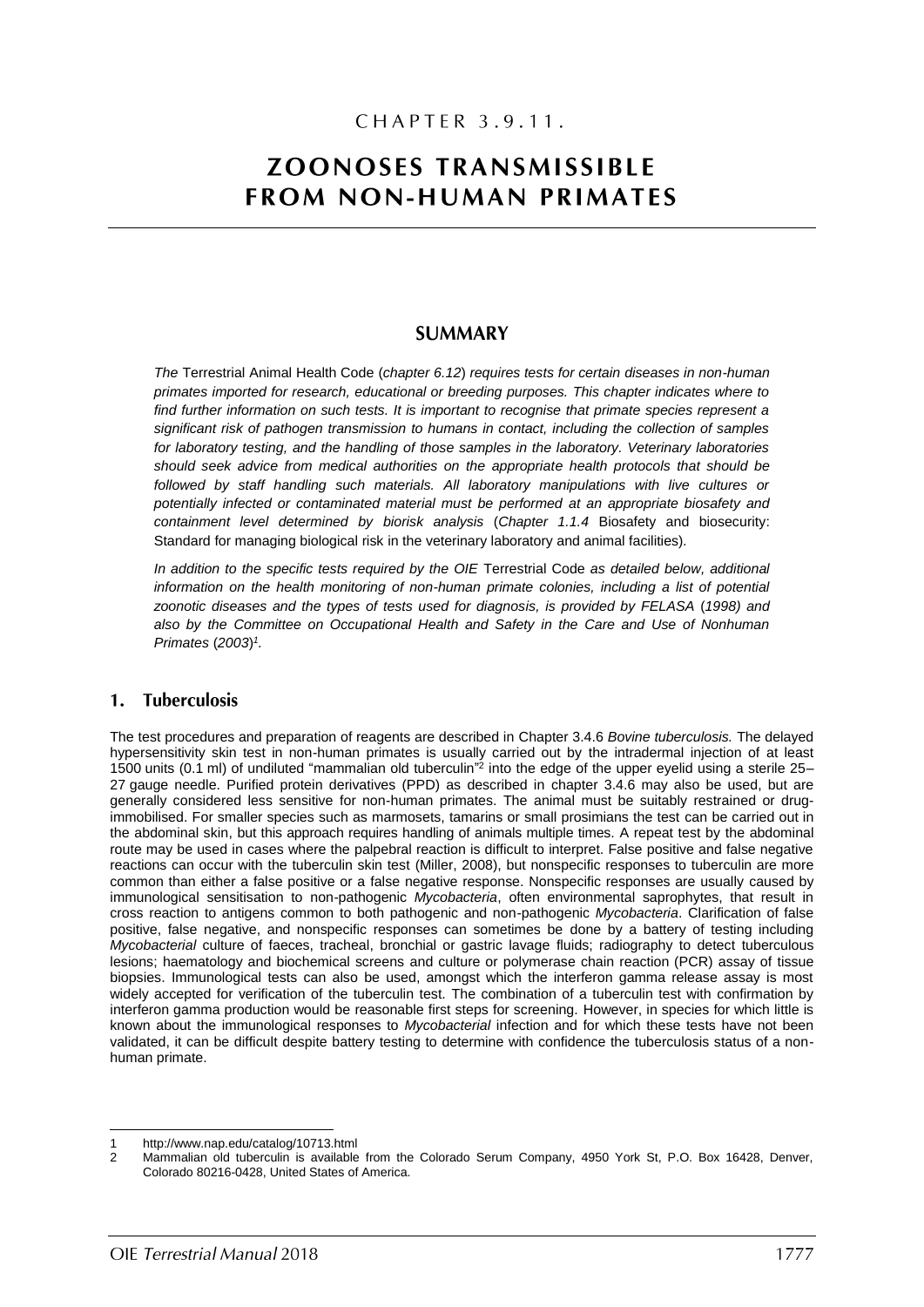# CHAPTER 3.9.11.

# ZOONOSES TRANSMISSIBLE FROM NON-HUMAN PRIMATES

## SUMMARY

*The* Terrestrial Animal Health Code (*chapter 6.12*) *requires tests for certain diseases in non-human primates imported for research, educational or breeding purposes. This chapter indicates where to find further information on such tests. It is important to recognise that primate species represent a significant risk of pathogen transmission to humans in contact, including the collection of samples for laboratory testing, and the handling of those samples in the laboratory. Veterinary laboratories should seek advice from medical authorities on the appropriate health protocols that should be followed by staff handling such materials. All laboratory manipulations with live cultures or potentially infected or contaminated material must be performed at an appropriate biosafety and containment level determined by biorisk analysis* (*Chapter 1.1.4* Biosafety and biosecurity: Standard for managing biological risk in the veterinary laboratory and animal facilities).

*In addition to the specific tests required by the OIE* Terrestrial Code *as detailed below, additional information on the health monitoring of non-human primate colonies, including a list of potential zoonotic diseases and the types of tests used for diagnosis, is provided by FELASA* (*1998) and also by the Committee on Occupational Health and Safety in the Care and Use of Nonhuman Primates* (*2003*)[1].

## 1. Tuberculosis

The test procedures and preparation of reagents are described in Chapter 3.4.6 *Bovine tuberculosis.* The delayed hypersensitivity skin test in non-human primates is usually carried out by the intradermal injection of at least 1500 units (0.1 ml) of undiluted "mammalian old tuberculin"[2] into the edge of the upper eyelid using a sterile 25–27 gauge needle. Purified protein derivatives (PPD) as described in chapter 3.4.6 may also be used, but are generally considered less sensitive for non-human primates. The animal must be suitably restrained or drug-immobilised. For smaller species such as marmosets, tamarins or small prosimians the test can be carried out in the abdominal skin, but this approach requires handling of animals multiple times. A repeat test by the abdominal route may be used in cases where the palpebral reaction is difficult to interpret. False positive and false negative reactions can occur with the tuberculin skin test (Miller, 2008), but nonspecific responses to tuberculin are more common than either a false positive or a false negative response. Nonspecific responses are usually caused by immunological sensitisation to non-pathogenic *Mycobacteria*, often environmental saprophytes, that result in cross reaction to antigens common to both pathogenic and non-pathogenic *Mycobacteria*. Clarification of false positive, false negative, and nonspecific responses can sometimes be done by a battery of testing including *Mycobacterial* culture of faeces, tracheal, bronchial or gastric lavage fluids; radiography to detect tuberculous lesions; haematology and biochemical screens and culture or polymerase chain reaction (PCR) assay of tissue biopsies. Immunological tests can also be used, amongst which the interferon gamma release assay is most widely accepted for verification of the tuberculin test. The combination of a tuberculin test with confirmation by interferon gamma production would be reasonable first steps for screening. However, in species for which little is known about the immunological responses to *Mycobacterial* infection and for which these tests have not been validated, it can be difficult despite battery testing to determine with confidence the tuberculosis status of a non-human primate.

---

1 http://www.nap.edu/catalog/10713.html

2 Mammalian old tuberculin is available from the Colorado Serum Company, 4950 York St, P.O. Box 16428, Denver, Colorado 80216-0428, United States of America.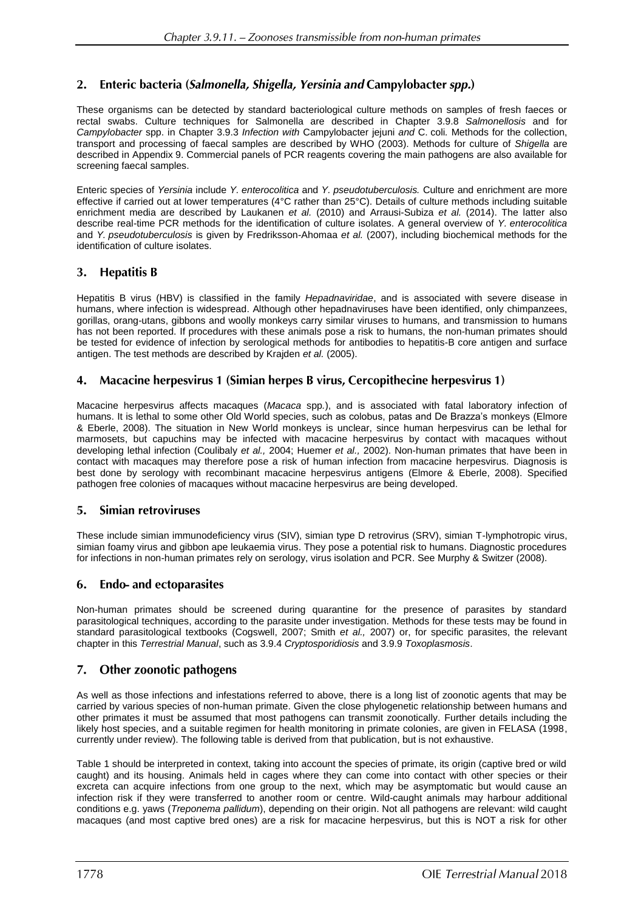## 2. Enteric bacteria (*Salmonella, Shigella, Yersinia and* Campylobacter *spp.*)

These organisms can be detected by standard bacteriological culture methods on samples of fresh faeces or rectal swabs. Culture techniques for Salmonella are described in Chapter 3.9.8 *Salmonellosis* and for *Campylobacter* spp. in Chapter 3.9.3 *Infection with* Campylobacter jejuni *and* C. coli. Methods for the collection, transport and processing of faecal samples are described by WHO (2003). Methods for culture of *Shigella* are described in Appendix 9. Commercial panels of PCR reagents covering the main pathogens are also available for screening faecal samples.

Enteric species of *Yersinia* include *Y. enterocolitica* and *Y. pseudotuberculosis.* Culture and enrichment are more effective if carried out at lower temperatures (4°C rather than 25°C). Details of culture methods including suitable enrichment media are described by Laukanen *et al.* (2010) and Arrausi-Subiza *et al.* (2014). The latter also describe real-time PCR methods for the identification of culture isolates. A general overview of *Y. enterocolitica* and *Y. pseudotuberculosis* is given by Fredriksson-Ahomaa *et al.* (2007), including biochemical methods for the identification of culture isolates.

## 3. Hepatitis B

Hepatitis B virus (HBV) is classified in the family *Hepadnaviridae*, and is associated with severe disease in humans, where infection is widespread. Although other hepadnaviruses have been identified, only chimpanzees, gorillas, orang-utans, gibbons and woolly monkeys carry similar viruses to humans, and transmission to humans has not been reported. If procedures with these animals pose a risk to humans, the non-human primates should be tested for evidence of infection by serological methods for antibodies to hepatitis-B core antigen and surface antigen. The test methods are described by Krajden *et al.* (2005).

## 4. Macacine herpesvirus 1 (Simian herpes B virus, Cercopithecine herpesvirus 1)

Macacine herpesvirus affects macaques (*Macaca* spp.), and is associated with fatal laboratory infection of humans. It is lethal to some other Old World species, such as colobus, patas and De Brazza's monkeys (Elmore & Eberle, 2008). The situation in New World monkeys is unclear, since human herpesvirus can be lethal for marmosets, but capuchins may be infected with macacine herpesvirus by contact with macaques without developing lethal infection (Coulibaly *et al.,* 2004; Huemer *et al.,* 2002). Non-human primates that have been in contact with macaques may therefore pose a risk of human infection from macacine herpesvirus. Diagnosis is best done by serology with recombinant macacine herpesvirus antigens (Elmore & Eberle, 2008). Specified pathogen free colonies of macaques without macacine herpesvirus are being developed.

## 5. Simian retroviruses

These include simian immunodeficiency virus (SIV), simian type D retrovirus (SRV), simian T-lymphotropic virus, simian foamy virus and gibbon ape leukaemia virus. They pose a potential risk to humans. Diagnostic procedures for infections in non-human primates rely on serology, virus isolation and PCR. See Murphy & Switzer (2008).

## 6. Endo- and ectoparasites

Non-human primates should be screened during quarantine for the presence of parasites by standard parasitological techniques, according to the parasite under investigation. Methods for these tests may be found in standard parasitological textbooks (Cogswell, 2007; Smith *et al.,* 2007) or, for specific parasites, the relevant chapter in this *Terrestrial Manual*, such as 3.9.4 *Cryptosporidiosis* and 3.9.9 *Toxoplasmosis*.

## 7. Other zoonotic pathogens

As well as those infections and infestations referred to above, there is a long list of zoonotic agents that may be carried by various species of non-human primate. Given the close phylogenetic relationship between humans and other primates it must be assumed that most pathogens can transmit zoonotically. Further details including the likely host species, and a suitable regimen for health monitoring in primate colonies, are given in FELASA (1998, currently under review). The following table is derived from that publication, but is not exhaustive.

Table 1 should be interpreted in context, taking into account the species of primate, its origin (captive bred or wild caught) and its housing. Animals held in cages where they can come into contact with other species or their excreta can acquire infections from one group to the next, which may be asymptomatic but would cause an infection risk if they were transferred to another room or centre. Wild-caught animals may harbour additional conditions e.g. yaws (*Treponema pallidum*), depending on their origin. Not all pathogens are relevant: wild caught macaques (and most captive bred ones) are a risk for macacine herpesvirus, but this is NOT a risk for other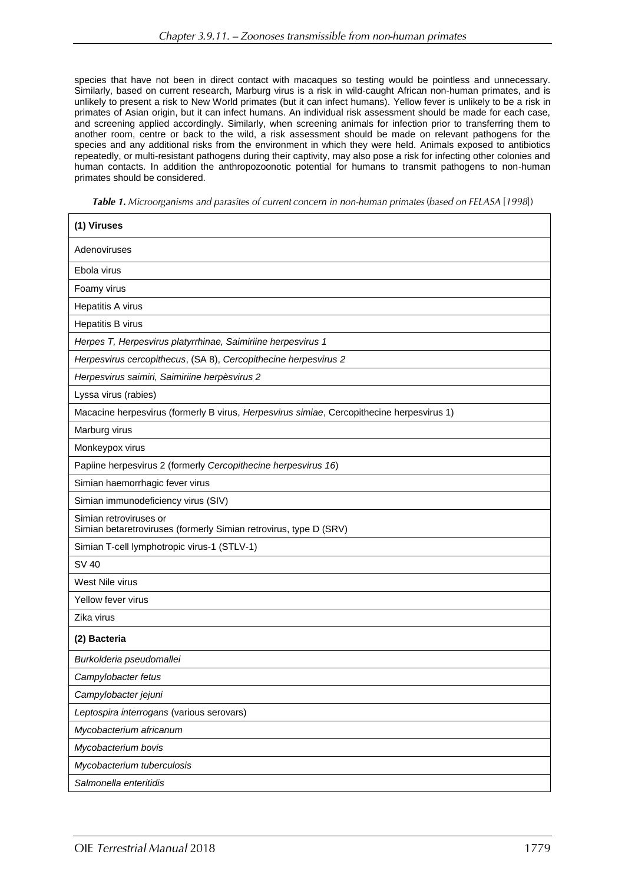species that have not been in direct contact with macaques so testing would be pointless and unnecessary. Similarly, based on current research, Marburg virus is a risk in wild-caught African non-human primates, and is unlikely to present a risk to New World primates (but it can infect humans). Yellow fever is unlikely to be a risk in primates of Asian origin, but it can infect humans. An individual risk assessment should be made for each case, and screening applied accordingly. Similarly, when screening animals for infection prior to transferring them to another room, centre or back to the wild, a risk assessment should be made on relevant pathogens for the species and any additional risks from the environment in which they were held. Animals exposed to antibiotics repeatedly, or multi-resistant pathogens during their captivity, may also pose a risk for infecting other colonies and human contacts. In addition the anthropozoonotic potential for humans to transmit pathogens to non-human primates should be considered.

***Table 1.*** *Microorganisms and parasites of current concern in non-human primates (based on FELASA [1998])*

| **(1) Viruses** |
|---|
| Adenoviruses |
| Ebola virus |
| Foamy virus |
| Hepatitis A virus |
| Hepatitis B virus |
| *Herpes T, Herpesvirus platyrrhinae, Saimiriine herpesvirus 1* |
| *Herpesvirus cercopithecus*, (SA 8), *Cercopithecine herpesvirus 2* |
| *Herpesvirus saimiri, Saimiriine herpèsvirus 2* |
| Lyssa virus (rabies) |
| Macacine herpesvirus (formerly B virus, *Herpesvirus simiae*, Cercopithecine herpesvirus 1) |
| Marburg virus |
| Monkeypox virus |
| Papiine herpesvirus 2 (formerly *Cercopithecine herpesvirus 16*) |
| Simian haemorrhagic fever virus |
| Simian immunodeficiency virus (SIV) |
| Simian retroviruses or Simian betaretroviruses (formerly Simian retrovirus, type D (SRV) |
| Simian T-cell lymphotropic virus-1 (STLV-1) |
| SV 40 |
| West Nile virus |
| Yellow fever virus |
| Zika virus |
| **(2) Bacteria** |
| *Burkolderia pseudomallei* |
| *Campylobacter fetus* |
| *Campylobacter jejuni* |
| *Leptospira interrogans* (various serovars) |
| *Mycobacterium africanum* |
| *Mycobacterium bovis* |
| *Mycobacterium tuberculosis* |
| *Salmonella enteritidis* |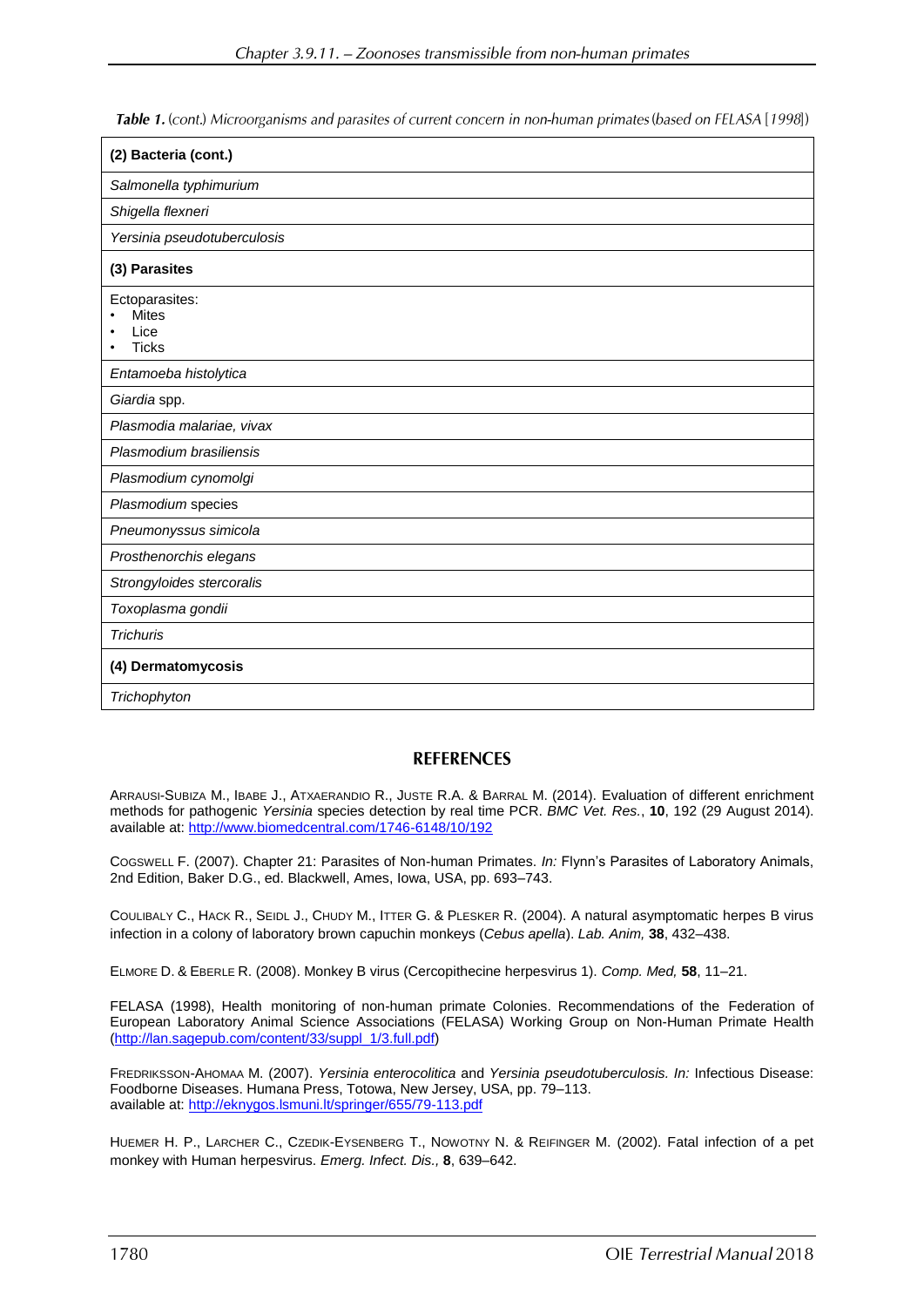***Table 1.*** *(cont.) Microorganisms and parasites of current concern in non-human primates (based on FELASA [1998])*

| **(2) Bacteria (cont.)** |
|---|
| *Salmonella typhimurium* |
| *Shigella flexneri* |
| *Yersinia pseudotuberculosis* |
| **(3) Parasites** |
| Ectoparasites:<br>• Mites<br>• Lice<br>• Ticks |
| *Entamoeba histolytica* |
| *Giardia* spp. |
| *Plasmodia malariae, vivax* |
| *Plasmodium brasiliensis* |
| *Plasmodium cynomolgi* |
| *Plasmodium* species |
| *Pneumonyssus simicola* |
| *Prosthenorchis elegans* |
| *Strongyloides stercoralis* |
| *Toxoplasma gondii* |
| *Trichuris* |
| **(4) Dermatomycosis** |
| *Trichophyton* |

## REFERENCES

Arrausi-Subiza M., Ibabe J., Atxaerandio R., Juste R.A. & Barral M. (2014). Evaluation of different enrichment methods for pathogenic *Yersinia* species detection by real time PCR. *BMC Vet. Res.*, **10**, 192 (29 August 2014). available at: http://www.biomedcentral.com/1746-6148/10/192

Cogswell F. (2007). Chapter 21: Parasites of Non-human Primates. *In:* Flynn's Parasites of Laboratory Animals, 2nd Edition, Baker D.G., ed. Blackwell, Ames, Iowa, USA, pp. 693–743.

Coulibaly C., Hack R., Seidl J., Chudy M., Itter G. & Plesker R. (2004). A natural asymptomatic herpes B virus infection in a colony of laboratory brown capuchin monkeys (*Cebus apella*). *Lab. Anim,* **38**, 432–438.

Elmore D. & Eberle R. (2008). Monkey B virus (Cercopithecine herpesvirus 1). *Comp. Med,* **58**, 11–21.

FELASA (1998), Health monitoring of non-human primate Colonies. Recommendations of the Federation of European Laboratory Animal Science Associations (FELASA) Working Group on Non-Human Primate Health (http://lan.sagepub.com/content/33/suppl_1/3.full.pdf)

Fredriksson-Ahomaa M. (2007). *Yersinia enterocolitica* and *Yersinia pseudotuberculosis. In:* Infectious Disease: Foodborne Diseases. Humana Press, Totowa, New Jersey, USA, pp. 79–113.
available at: http://eknygos.lsmuni.lt/springer/655/79-113.pdf

Huemer H. P., Larcher C., Czedik-Eysenberg T., Nowotny N. & Reifinger M. (2002). Fatal infection of a pet monkey with Human herpesvirus. *Emerg. Infect. Dis.,* **8**, 639–642.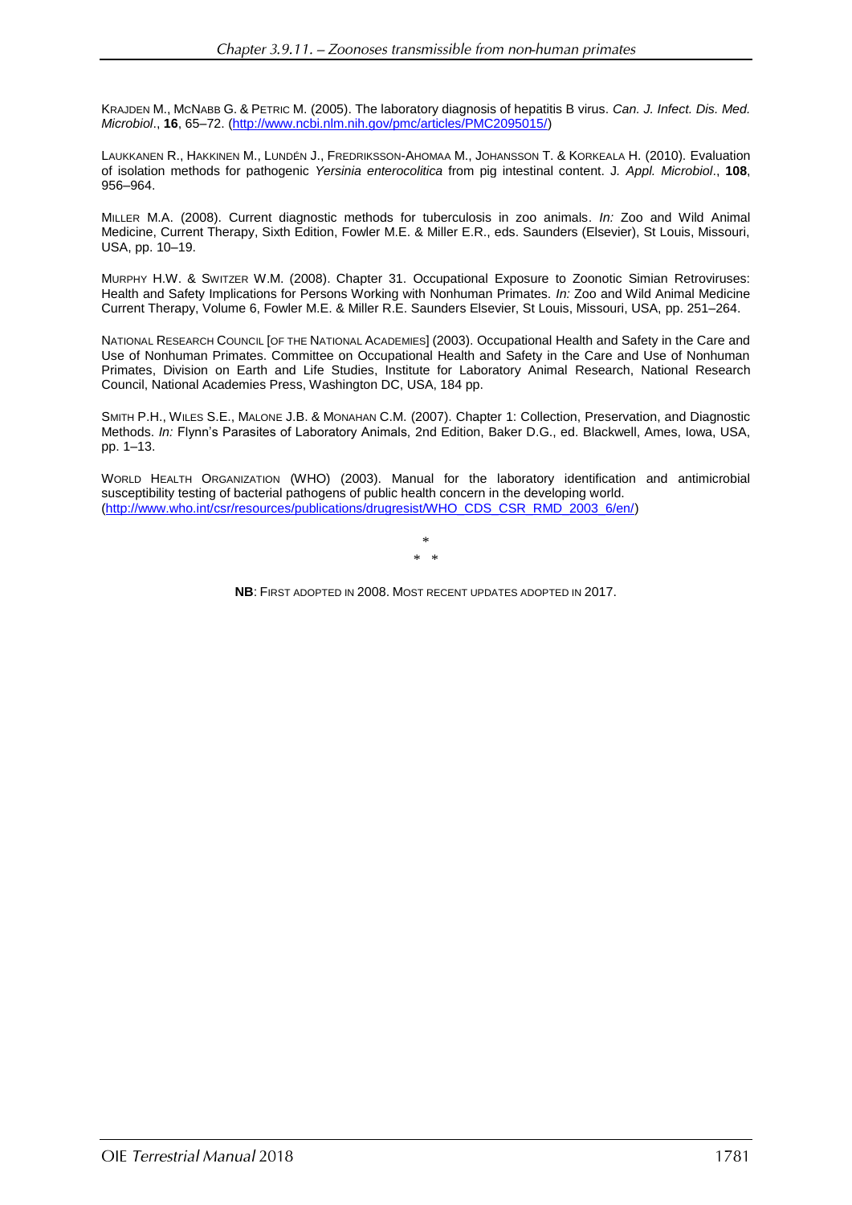KRAJDEN M., MCNABB G. & PETRIC M. (2005). The laboratory diagnosis of hepatitis B virus. *Can. J. Infect. Dis. Med. Microbiol*., **16**, 65–72. (http://www.ncbi.nlm.nih.gov/pmc/articles/PMC2095015/)

LAUKKANEN R., HAKKINEN M., LUNDÉN J., FREDRIKSSON-AHOMAA M., JOHANSSON T. & KORKEALA H. (2010). Evaluation of isolation methods for pathogenic *Yersinia enterocolitica* from pig intestinal content. *J. Appl. Microbiol*., **108**, 956–964.

MILLER M.A. (2008). Current diagnostic methods for tuberculosis in zoo animals. *In:* Zoo and Wild Animal Medicine, Current Therapy, Sixth Edition, Fowler M.E. & Miller E.R., eds. Saunders (Elsevier), St Louis, Missouri, USA, pp. 10–19.

MURPHY H.W. & SWITZER W.M. (2008). Chapter 31. Occupational Exposure to Zoonotic Simian Retroviruses: Health and Safety Implications for Persons Working with Nonhuman Primates. *In:* Zoo and Wild Animal Medicine Current Therapy, Volume 6, Fowler M.E. & Miller R.E. Saunders Elsevier, St Louis, Missouri, USA, pp. 251–264.

NATIONAL RESEARCH COUNCIL [OF THE NATIONAL ACADEMIES] (2003). Occupational Health and Safety in the Care and Use of Nonhuman Primates. Committee on Occupational Health and Safety in the Care and Use of Nonhuman Primates, Division on Earth and Life Studies, Institute for Laboratory Animal Research, National Research Council, National Academies Press, Washington DC, USA, 184 pp.

SMITH P.H., WILES S.E., MALONE J.B. & MONAHAN C.M. (2007). Chapter 1: Collection, Preservation, and Diagnostic Methods. *In:* Flynn's Parasites of Laboratory Animals, 2nd Edition, Baker D.G., ed. Blackwell, Ames, Iowa, USA, pp. 1–13.

WORLD HEALTH ORGANIZATION (WHO) (2003). Manual for the laboratory identification and antimicrobial susceptibility testing of bacterial pathogens of public health concern in the developing world. (http://www.who.int/csr/resources/publications/drugresist/WHO_CDS_CSR_RMD_2003_6/en/)

\*

\* \*

**NB**: FIRST ADOPTED IN 2008. MOST RECENT UPDATES ADOPTED IN 2017.